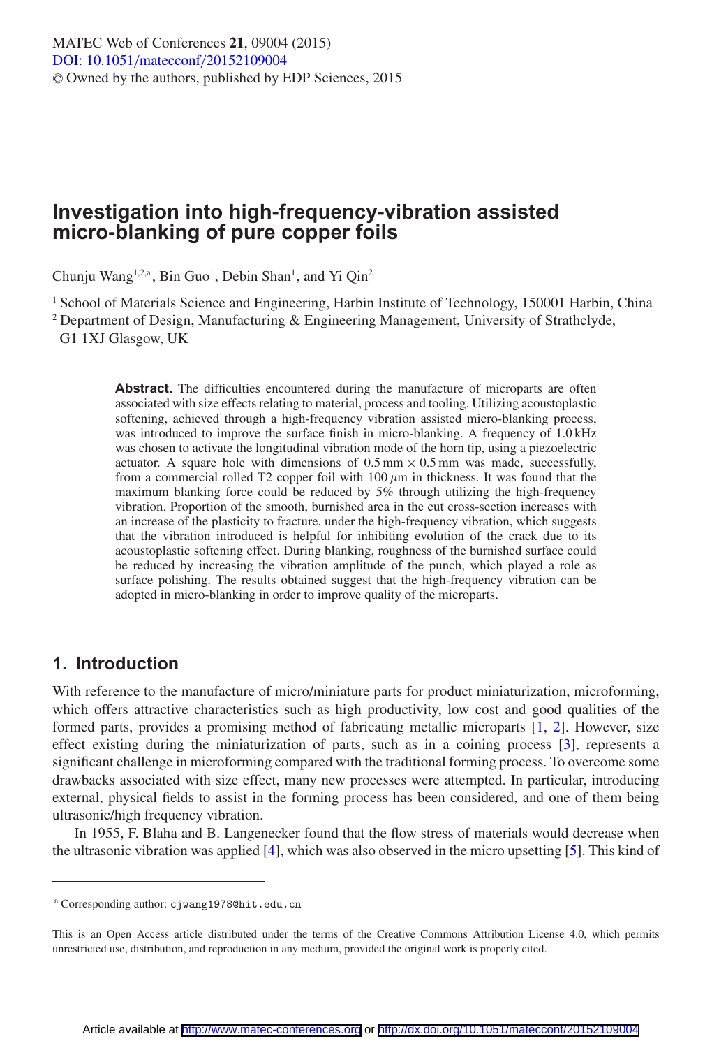# Investigation into high-frequency-vibration assisted micro-blanking of pure copper foils

Chunju Wang[1,2,a], Bin Guo[1], Debin Shan[1], and Yi Qin[2]

[1] School of Materials Science and Engineering, Harbin Institute of Technology, 150001 Harbin, China
[2] Department of Design, Manufacturing & Engineering Management, University of Strathclyde, G1 1XJ Glasgow, UK

**Abstract.** The difficulties encountered during the manufacture of microparts are often associated with size effects relating to material, process and tooling. Utilizing acoustoplastic softening, achieved through a high-frequency vibration assisted micro-blanking process, was introduced to improve the surface finish in micro-blanking. A frequency of 1.0 kHz was chosen to activate the longitudinal vibration mode of the horn tip, using a piezoelectric actuator. A square hole with dimensions of 0.5 mm × 0.5 mm was made, successfully, from a commercial rolled T2 copper foil with 100 $\mu$m in thickness. It was found that the maximum blanking force could be reduced by 5% through utilizing the high-frequency vibration. Proportion of the smooth, burnished area in the cut cross-section increases with an increase of the plasticity to fracture, under the high-frequency vibration, which suggests that the vibration introduced is helpful for inhibiting evolution of the crack due to its acoustoplastic softening effect. During blanking, roughness of the burnished surface could be reduced by increasing the vibration amplitude of the punch, which played a role as surface polishing. The results obtained suggest that the high-frequency vibration can be adopted in micro-blanking in order to improve quality of the microparts.

## 1. Introduction

With reference to the manufacture of micro/miniature parts for product miniaturization, microforming, which offers attractive characteristics such as high productivity, low cost and good qualities of the formed parts, provides a promising method of fabricating metallic microparts [1, 2]. However, size effect existing during the miniaturization of parts, such as in a coining process [3], represents a significant challenge in microforming compared with the traditional forming process. To overcome some drawbacks associated with size effect, many new processes were attempted. In particular, introducing external, physical fields to assist in the forming process has been considered, and one of them being ultrasonic/high frequency vibration.

In 1955, F. Blaha and B. Langenecker found that the flow stress of materials would decrease when the ultrasonic vibration was applied [4], which was also observed in the micro upsetting [5]. This kind of

[a] Corresponding author: cjwang1978@hit.edu.cn

This is an Open Access article distributed under the terms of the Creative Commons Attribution License 4.0, which permits unrestricted use, distribution, and reproduction in any medium, provided the original work is properly cited.

Article available at http://www.matec-conferences.org or http://dx.doi.org/10.1051/matecconf/20152109004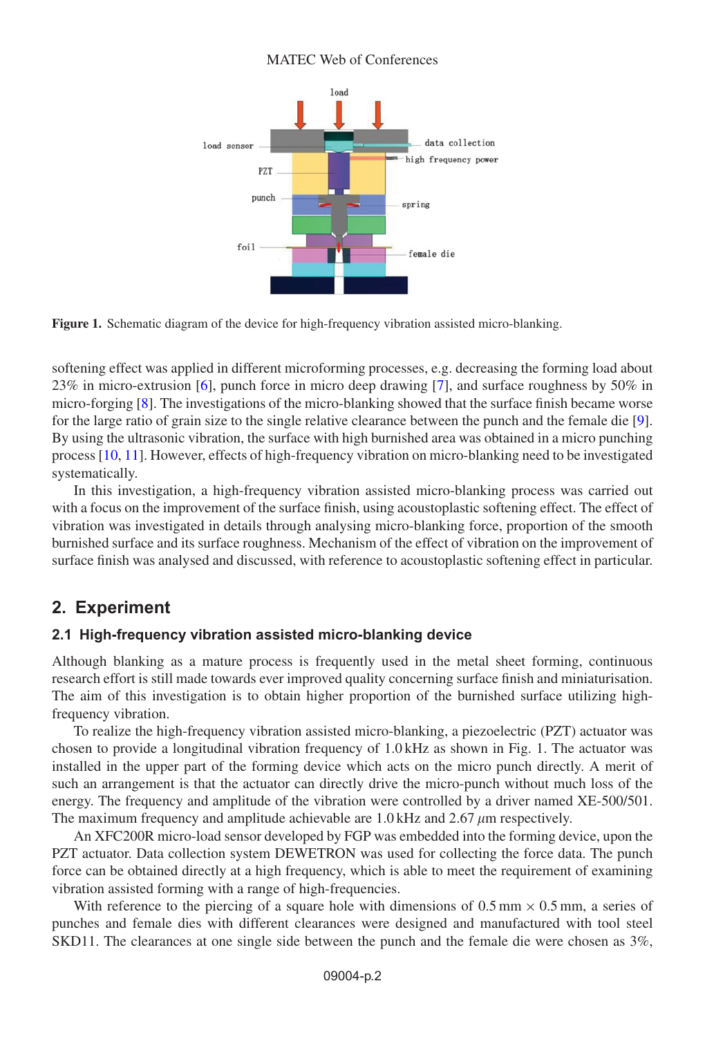Figure 1. Schematic diagram of the device for high-frequency vibration assisted micro-blanking.

softening effect was applied in different microforming processes, e.g. decreasing the forming load about 23% in micro-extrusion [6], punch force in micro deep drawing [7], and surface roughness by 50% in micro-forging [8]. The investigations of the micro-blanking showed that the surface finish became worse for the large ratio of grain size to the single relative clearance between the punch and the female die [9]. By using the ultrasonic vibration, the surface with high burnished area was obtained in a micro punching process [10, 11]. However, effects of high-frequency vibration on micro-blanking need to be investigated systematically.

In this investigation, a high-frequency vibration assisted micro-blanking process was carried out with a focus on the improvement of the surface finish, using acoustoplastic softening effect. The effect of vibration was investigated in details through analysing micro-blanking force, proportion of the smooth burnished surface and its surface roughness. Mechanism of the effect of vibration on the improvement of surface finish was analysed and discussed, with reference to acoustoplastic softening effect in particular.

## 2. Experiment

### 2.1 High-frequency vibration assisted micro-blanking device

Although blanking as a mature process is frequently used in the metal sheet forming, continuous research effort is still made towards ever improved quality concerning surface finish and miniaturisation. The aim of this investigation is to obtain higher proportion of the burnished surface utilizing high-frequency vibration.

To realize the high-frequency vibration assisted micro-blanking, a piezoelectric (PZT) actuator was chosen to provide a longitudinal vibration frequency of 1.0 kHz as shown in Fig. 1. The actuator was installed in the upper part of the forming device which acts on the micro punch directly. A merit of such an arrangement is that the actuator can directly drive the micro-punch without much loss of the energy. The frequency and amplitude of the vibration were controlled by a driver named XE-500/501. The maximum frequency and amplitude achievable are 1.0 kHz and 2.67 $\mu$m respectively.

An XFC200R micro-load sensor developed by FGP was embedded into the forming device, upon the PZT actuator. Data collection system DEWETRON was used for collecting the force data. The punch force can be obtained directly at a high frequency, which is able to meet the requirement of examining vibration assisted forming with a range of high-frequencies.

With reference to the piercing of a square hole with dimensions of 0.5 mm $\times$ 0.5 mm, a series of punches and female dies with different clearances were designed and manufactured with tool steel SKD11. The clearances at one single side between the punch and the female die were chosen as 3%,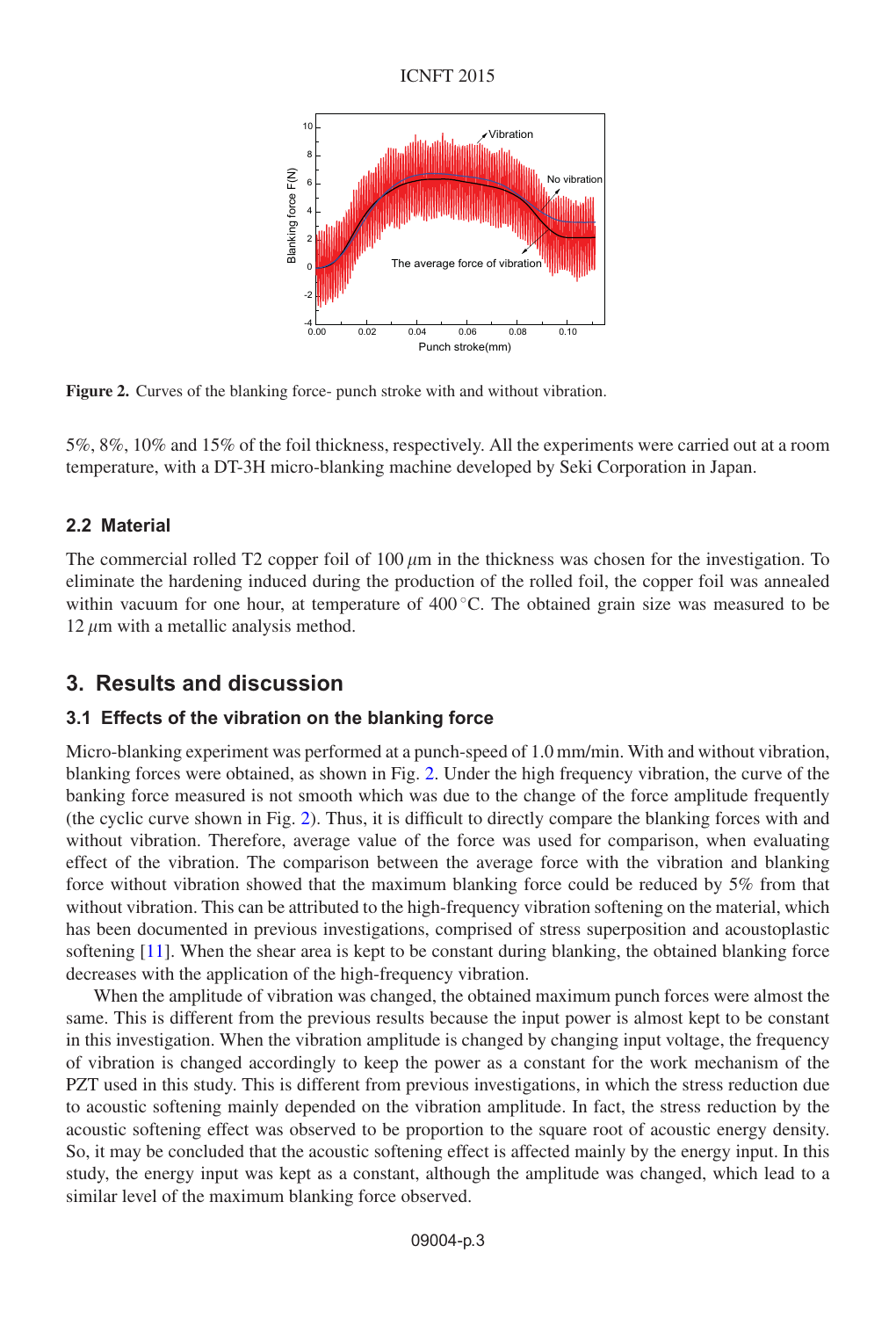Figure 2. Curves of the blanking force- punch stroke with and without vibration.

5%, 8%, 10% and 15% of the foil thickness, respectively. All the experiments were carried out at a room temperature, with a DT-3H micro-blanking machine developed by Seki Corporation in Japan.

### 2.2 Material

The commercial rolled T2 copper foil of 100 $\mu$m in the thickness was chosen for the investigation. To eliminate the hardening induced during the production of the rolled foil, the copper foil was annealed within vacuum for one hour, at temperature of 400 °C. The obtained grain size was measured to be 12 $\mu$m with a metallic analysis method.

## 3. Results and discussion

### 3.1 Effects of the vibration on the blanking force

Micro-blanking experiment was performed at a punch-speed of 1.0 mm/min. With and without vibration, blanking forces were obtained, as shown in Fig. 2. Under the high frequency vibration, the curve of the banking force measured is not smooth which was due to the change of the force amplitude frequently (the cyclic curve shown in Fig. 2). Thus, it is difficult to directly compare the blanking forces with and without vibration. Therefore, average value of the force was used for comparison, when evaluating effect of the vibration. The comparison between the average force with the vibration and blanking force without vibration showed that the maximum blanking force could be reduced by 5% from that without vibration. This can be attributed to the high-frequency vibration softening on the material, which has been documented in previous investigations, comprised of stress superposition and acoustoplastic softening [11]. When the shear area is kept to be constant during blanking, the obtained blanking force decreases with the application of the high-frequency vibration.

When the amplitude of vibration was changed, the obtained maximum punch forces were almost the same. This is different from the previous results because the input power is almost kept to be constant in this investigation. When the vibration amplitude is changed by changing input voltage, the frequency of vibration is changed accordingly to keep the power as a constant for the work mechanism of the PZT used in this study. This is different from previous investigations, in which the stress reduction due to acoustic softening mainly depended on the vibration amplitude. In fact, the stress reduction by the acoustic softening effect was observed to be proportion to the square root of acoustic energy density. So, it may be concluded that the acoustic softening effect is affected mainly by the energy input. In this study, the energy input was kept as a constant, although the amplitude was changed, which lead to a similar level of the maximum blanking force observed.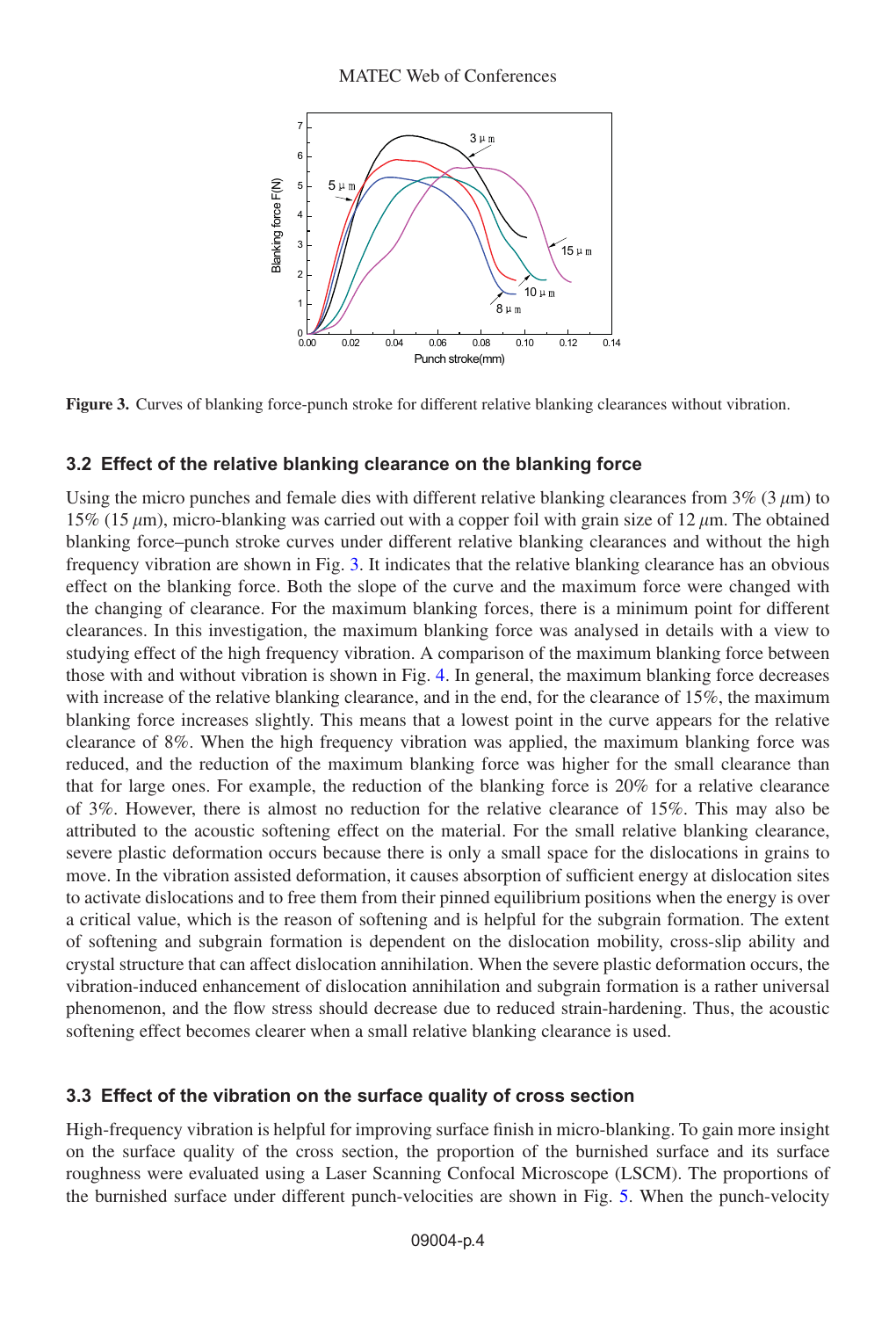Figure 3. Curves of blanking force-punch stroke for different relative blanking clearances without vibration.

### 3.2 Effect of the relative blanking clearance on the blanking force

Using the micro punches and female dies with different relative blanking clearances from 3% (3 $\mu$m) to 15% (15 $\mu$m), micro-blanking was carried out with a copper foil with grain size of 12 $\mu$m. The obtained blanking force–punch stroke curves under different relative blanking clearances and without the high frequency vibration are shown in Fig. 3. It indicates that the relative blanking clearance has an obvious effect on the blanking force. Both the slope of the curve and the maximum force were changed with the changing of clearance. For the maximum blanking forces, there is a minimum point for different clearances. In this investigation, the maximum blanking force was analysed in details with a view to studying effect of the high frequency vibration. A comparison of the maximum blanking force between those with and without vibration is shown in Fig. 4. In general, the maximum blanking force decreases with increase of the relative blanking clearance, and in the end, for the clearance of 15%, the maximum blanking force increases slightly. This means that a lowest point in the curve appears for the relative clearance of 8%. When the high frequency vibration was applied, the maximum blanking force was reduced, and the reduction of the maximum blanking force was higher for the small clearance than that for large ones. For example, the reduction of the blanking force is 20% for a relative clearance of 3%. However, there is almost no reduction for the relative clearance of 15%. This may also be attributed to the acoustic softening effect on the material. For the small relative blanking clearance, severe plastic deformation occurs because there is only a small space for the dislocations in grains to move. In the vibration assisted deformation, it causes absorption of sufficient energy at dislocation sites to activate dislocations and to free them from their pinned equilibrium positions when the energy is over a critical value, which is the reason of softening and is helpful for the subgrain formation. The extent of softening and subgrain formation is dependent on the dislocation mobility, cross-slip ability and crystal structure that can affect dislocation annihilation. When the severe plastic deformation occurs, the vibration-induced enhancement of dislocation annihilation and subgrain formation is a rather universal phenomenon, and the flow stress should decrease due to reduced strain-hardening. Thus, the acoustic softening effect becomes clearer when a small relative blanking clearance is used.

### 3.3 Effect of the vibration on the surface quality of cross section

High-frequency vibration is helpful for improving surface finish in micro-blanking. To gain more insight on the surface quality of the cross section, the proportion of the burnished surface and its surface roughness were evaluated using a Laser Scanning Confocal Microscope (LSCM). The proportions of the burnished surface under different punch-velocities are shown in Fig. 5. When the punch-velocity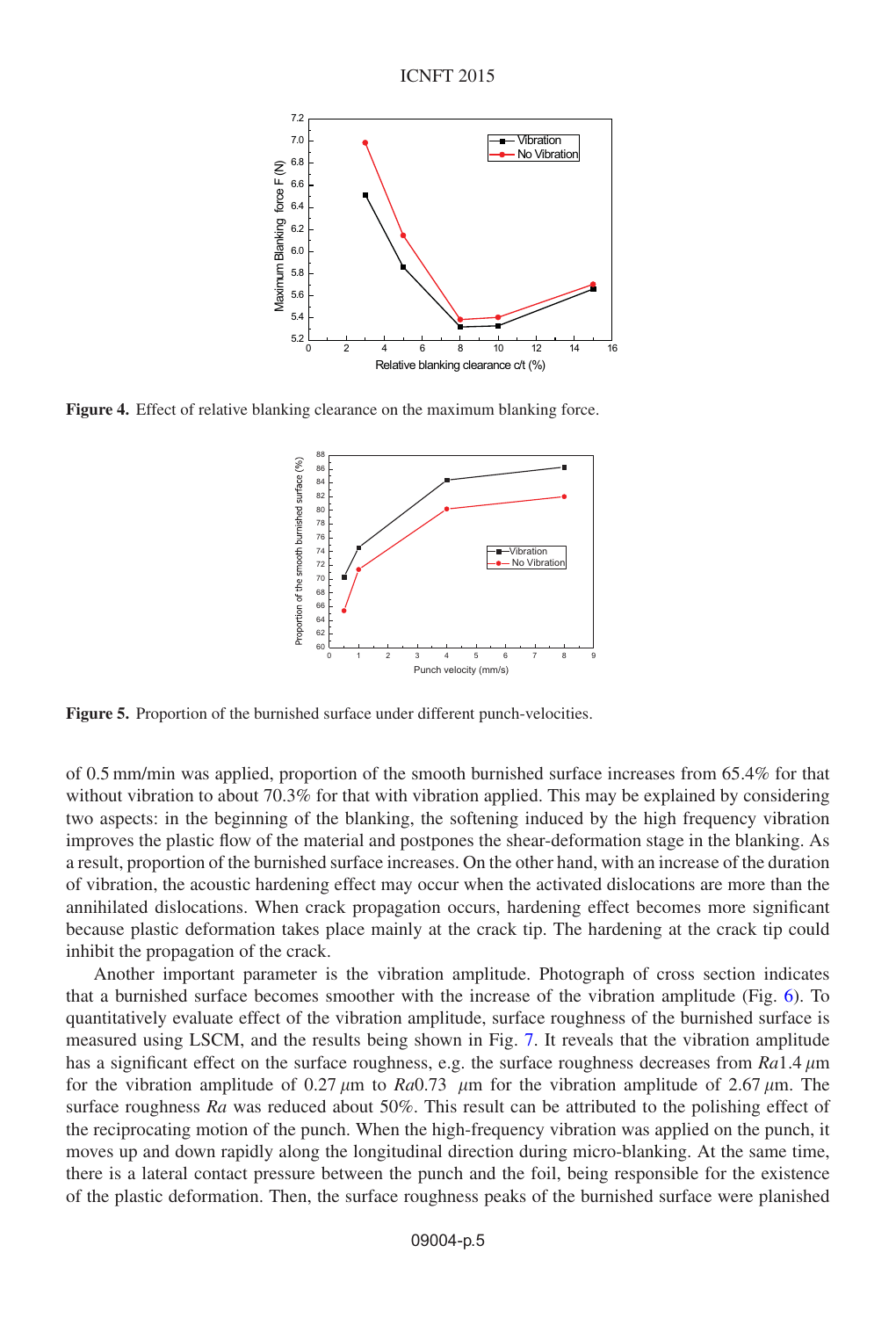**Figure 4.** Effect of relative blanking clearance on the maximum blanking force.

**Figure 5.** Proportion of the burnished surface under different punch-velocities.

of 0.5 mm/min was applied, proportion of the smooth burnished surface increases from 65.4% for that without vibration to about 70.3% for that with vibration applied. This may be explained by considering two aspects: in the beginning of the blanking, the softening induced by the high frequency vibration improves the plastic flow of the material and postpones the shear-deformation stage in the blanking. As a result, proportion of the burnished surface increases. On the other hand, with an increase of the duration of vibration, the acoustic hardening effect may occur when the activated dislocations are more than the annihilated dislocations. When crack propagation occurs, hardening effect becomes more significant because plastic deformation takes place mainly at the crack tip. The hardening at the crack tip could inhibit the propagation of the crack.

Another important parameter is the vibration amplitude. Photograph of cross section indicates that a burnished surface becomes smoother with the increase of the vibration amplitude (Fig. 6). To quantitatively evaluate effect of the vibration amplitude, surface roughness of the burnished surface is measured using LSCM, and the results being shown in Fig. 7. It reveals that the vibration amplitude has a significant effect on the surface roughness, e.g. the surface roughness decreases from $Ra1.4\ \mu$m for the vibration amplitude of 0.27 $\mu$m to $Ra0.73\ \mu$m for the vibration amplitude of 2.67 $\mu$m. The surface roughness $Ra$ was reduced about 50%. This result can be attributed to the polishing effect of the reciprocating motion of the punch. When the high-frequency vibration was applied on the punch, it moves up and down rapidly along the longitudinal direction during micro-blanking. At the same time, there is a lateral contact pressure between the punch and the foil, being responsible for the existence of the plastic deformation. Then, the surface roughness peaks of the burnished surface were planished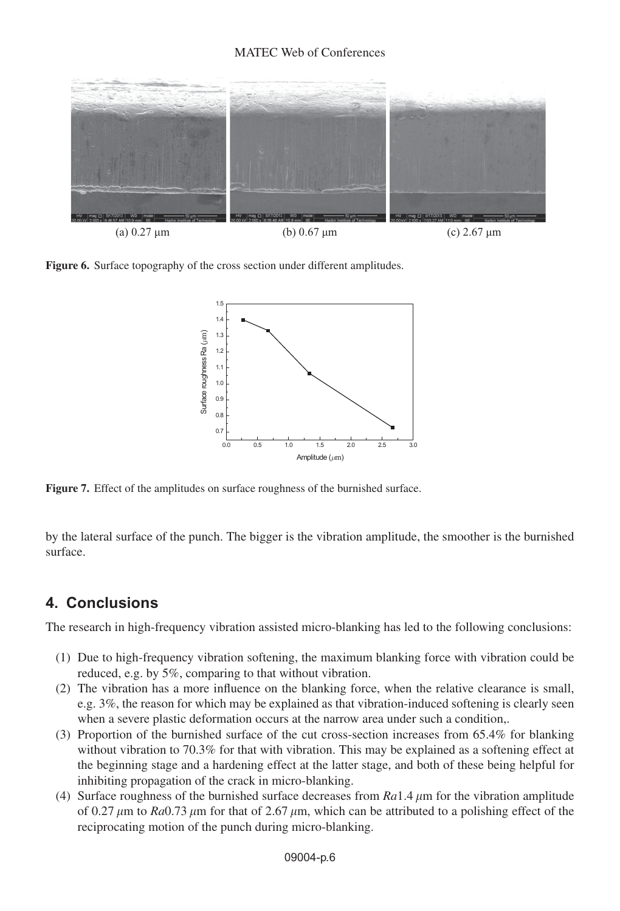(a) 0.27 μm (b) 0.67 μm (c) 2.67 μm

**Figure 6.** Surface topography of the cross section under different amplitudes.

**Figure 7.** Effect of the amplitudes on surface roughness of the burnished surface.

by the lateral surface of the punch. The bigger is the vibration amplitude, the smoother is the burnished surface.

## 4. Conclusions

The research in high-frequency vibration assisted micro-blanking has led to the following conclusions:

(1) Due to high-frequency vibration softening, the maximum blanking force with vibration could be reduced, e.g. by 5%, comparing to that without vibration.

(2) The vibration has a more influence on the blanking force, when the relative clearance is small, e.g. 3%, the reason for which may be explained as that vibration-induced softening is clearly seen when a severe plastic deformation occurs at the narrow area under such a condition,.

(3) Proportion of the burnished surface of the cut cross-section increases from 65.4% for blanking without vibration to 70.3% for that with vibration. This may be explained as a softening effect at the beginning stage and a hardening effect at the latter stage, and both of these being helpful for inhibiting propagation of the crack in micro-blanking.

(4) Surface roughness of the burnished surface decreases from *Ra*1.4 $\mu$m for the vibration amplitude of 0.27 $\mu$m to *Ra*0.73 $\mu$m for that of 2.67 $\mu$m, which can be attributed to a polishing effect of the reciprocating motion of the punch during micro-blanking.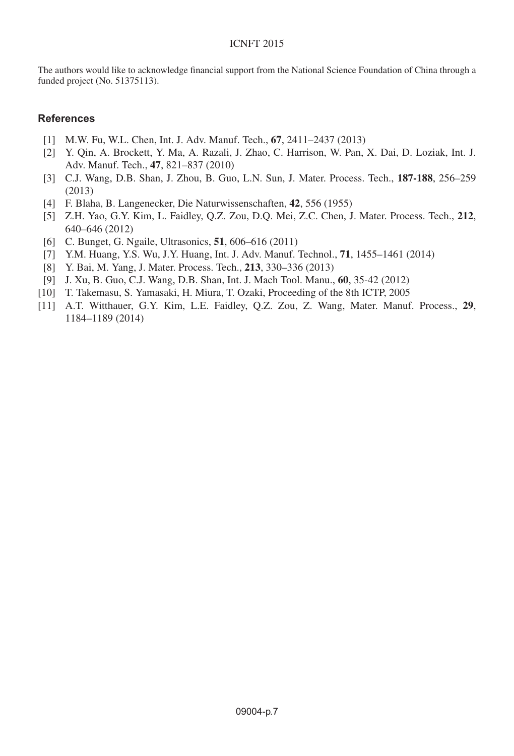The authors would like to acknowledge financial support from the National Science Foundation of China through a funded project (No. 51375113).

## References

[1] M.W. Fu, W.L. Chen, Int. J. Adv. Manuf. Tech., **67**, 2411–2437 (2013)

[2] Y. Qin, A. Brockett, Y. Ma, A. Razali, J. Zhao, C. Harrison, W. Pan, X. Dai, D. Loziak, Int. J. Adv. Manuf. Tech., **47**, 821–837 (2010)

[3] C.J. Wang, D.B. Shan, J. Zhou, B. Guo, L.N. Sun, J. Mater. Process. Tech., **187-188**, 256–259 (2013)

[4] F. Blaha, B. Langenecker, Die Naturwissenschaften, **42**, 556 (1955)

[5] Z.H. Yao, G.Y. Kim, L. Faidley, Q.Z. Zou, D.Q. Mei, Z.C. Chen, J. Mater. Process. Tech., **212**, 640–646 (2012)

[6] C. Bunget, G. Ngaile, Ultrasonics, **51**, 606–616 (2011)

[7] Y.M. Huang, Y.S. Wu, J.Y. Huang, Int. J. Adv. Manuf. Technol., **71**, 1455–1461 (2014)

[8] Y. Bai, M. Yang, J. Mater. Process. Tech., **213**, 330–336 (2013)

[9] J. Xu, B. Guo, C.J. Wang, D.B. Shan, Int. J. Mach Tool. Manu., **60**, 35-42 (2012)

[10] T. Takemasu, S. Yamasaki, H. Miura, T. Ozaki, Proceeding of the 8th ICTP, 2005

[11] A.T. Witthauer, G.Y. Kim, L.E. Faidley, Q.Z. Zou, Z. Wang, Mater. Manuf. Process., **29**, 1184–1189 (2014)